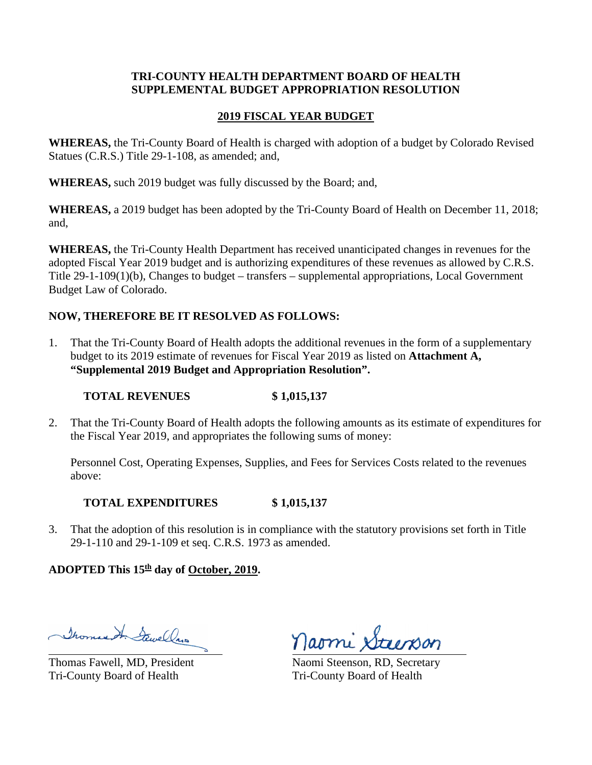**TRI-COUNTY HEALTH DEPARTMENT BOARD OF HEALTH**
**SUPPLEMENTAL BUDGET APPROPRIATION RESOLUTION**

**2019 FISCAL YEAR BUDGET**

**WHEREAS,** the Tri-County Board of Health is charged with adoption of a budget by Colorado Revised Statues (C.R.S.) Title 29-1-108, as amended; and,

**WHEREAS,** such 2019 budget was fully discussed by the Board; and,

**WHEREAS,** a 2019 budget has been adopted by the Tri-County Board of Health on December 11, 2018; and,

**WHEREAS,** the Tri-County Health Department has received unanticipated changes in revenues for the adopted Fiscal Year 2019 budget and is authorizing expenditures of these revenues as allowed by C.R.S. Title 29-1-109(1)(b), Changes to budget – transfers – supplemental appropriations, Local Government Budget Law of Colorado.

**NOW, THEREFORE BE IT RESOLVED AS FOLLOWS:**

1. That the Tri-County Board of Health adopts the additional revenues in the form of a supplementary budget to its 2019 estimate of revenues for Fiscal Year 2019 as listed on **Attachment A, "Supplemental 2019 Budget and Appropriation Resolution".**

   **TOTAL REVENUES $ 1,015,137**

2. That the Tri-County Board of Health adopts the following amounts as its estimate of expenditures for the Fiscal Year 2019, and appropriates the following sums of money:

   Personnel Cost, Operating Expenses, Supplies, and Fees for Services Costs related to the revenues above:

   **TOTAL EXPENDITURES $ 1,015,137**

3. That the adoption of this resolution is in compliance with the statutory provisions set forth in Title 29-1-110 and 29-1-109 et seq. C.R.S. 1973 as amended.

**ADOPTED This 15th day of October, 2019.**

Thomas Fawell, MD, President
Tri-County Board of Health

Naomi Steenson, RD, Secretary
Tri-County Board of Health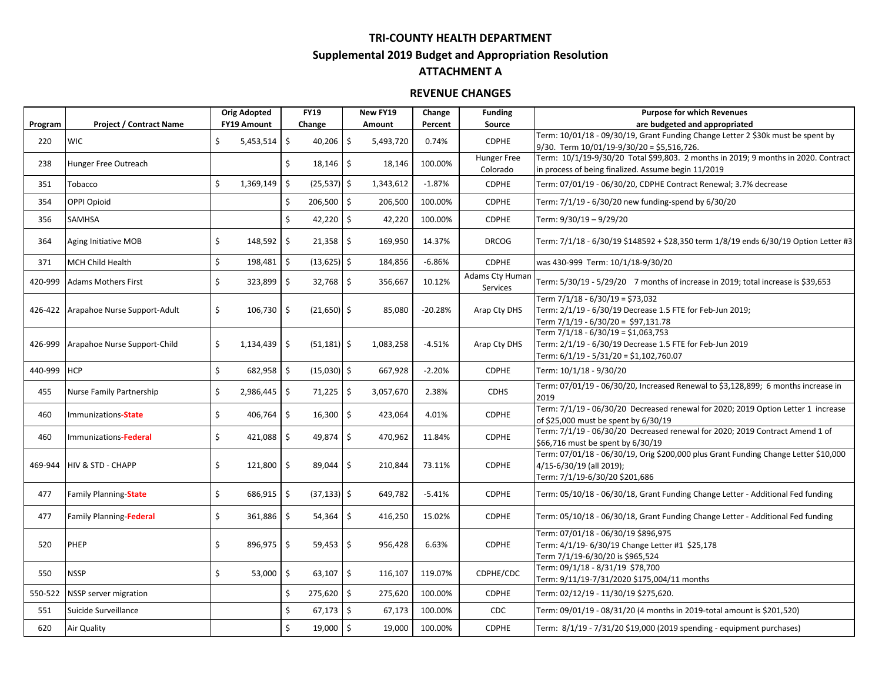# TRI-COUNTY HEALTH DEPARTMENT

## Supplemental 2019 Budget and Appropriation Resolution

## ATTACHMENT A

### REVENUE CHANGES

| Program | Project / Contract Name | Orig Adopted FY19 Amount | FY19 Change | New FY19 Amount | Change Percent | Funding Source | Purpose for which Revenues are budgeted and appropriated |
|---|---|---|---|---|---|---|---|
| 220 | WIC | $ 5,453,514 | $ 40,206 | $ 5,493,720 | 0.74% | CDPHE | Term: 10/01/18 - 09/30/19, Grant Funding Change Letter 2 $30k must be spent by 9/30. Term 10/01/19-9/30/20 = $5,516,726. |
| 238 | Hunger Free Outreach | | $ 18,146 | $ 18,146 | 100.00% | Hunger Free Colorado | Term: 10/1/19-9/30/20 Total $99,803. 2 months in 2019; 9 months in 2020. Contract in process of being finalized. Assume begin 11/2019 |
| 351 | Tobacco | $ 1,369,149 | $ (25,537) | $ 1,343,612 | -1.87% | CDPHE | Term: 07/01/19 - 06/30/20, CDPHE Contract Renewal; 3.7% decrease |
| 354 | OPPI Opioid | | $ 206,500 | $ 206,500 | 100.00% | CDPHE | Term: 7/1/19 - 6/30/20 new funding-spend by 6/30/20 |
| 356 | SAMHSA | | $ 42,220 | $ 42,220 | 100.00% | CDPHE | Term: 9/30/19 – 9/29/20 |
| 364 | Aging Initiative MOB | $ 148,592 | $ 21,358 | $ 169,950 | 14.37% | DRCOG | Term: 7/1/18 - 6/30/19 $148592 + $28,350 term 1/8/19 ends 6/30/19 Option Letter #3 |
| 371 | MCH Child Health | $ 198,481 | $ (13,625) | $ 184,856 | -6.86% | CDPHE | was 430-999 Term: 10/1/18-9/30/20 |
| 420-999 | Adams Mothers First | $ 323,899 | $ 32,768 | $ 356,667 | 10.12% | Adams Cty Human Services | Term: 5/30/19 - 5/29/20 7 months of increase in 2019; total increase is $39,653 |
| 426-422 | Arapahoe Nurse Support-Adult | $ 106,730 | $ (21,650) | $ 85,080 | -20.28% | Arap Cty DHS | Term 7/1/18 - 6/30/19 = $73,032<br>Term: 2/1/19 - 6/30/19 Decrease 1.5 FTE for Feb-Jun 2019;<br>Term 7/1/19 - 6/30/20 = $97,131.78 |
| 426-999 | Arapahoe Nurse Support-Child | $ 1,134,439 | $ (51,181) | $ 1,083,258 | -4.51% | Arap Cty DHS | Term 7/1/18 - 6/30/19 = $1,063,753<br>Term: 2/1/19 - 6/30/19 Decrease 1.5 FTE for Feb-Jun 2019<br>Term: 6/1/19 - 5/31/20 = $1,102,760.07 |
| 440-999 | HCP | $ 682,958 | $ (15,030) | $ 667,928 | -2.20% | CDPHE | Term: 10/1/18 - 9/30/20 |
| 455 | Nurse Family Partnership | $ 2,986,445 | $ 71,225 | $ 3,057,670 | 2.38% | CDHS | Term: 07/01/19 - 06/30/20, Increased Renewal to $3,128,899; 6 months increase in 2019 |
| 460 | Immunizations-**State** | $ 406,764 | $ 16,300 | $ 423,064 | 4.01% | CDPHE | Term: 7/1/19 - 06/30/20 Decreased renewal for 2020; 2019 Option Letter 1 increase of $25,000 must be spent by 6/30/19 |
| 460 | Immunizations-**Federal** | $ 421,088 | $ 49,874 | $ 470,962 | 11.84% | CDPHE | Term: 7/1/19 - 06/30/20 Decreased renewal for 2020; 2019 Contract Amend 1 of $66,716 must be spent by 6/30/19 |
| 469-944 | HIV & STD - CHAPP | $ 121,800 | $ 89,044 | $ 210,844 | 73.11% | CDPHE | Term: 07/01/18 - 06/30/19, Orig $200,000 plus Grant Funding Change Letter $10,000 4/15-6/30/19 (all 2019);<br>Term: 7/1/19-6/30/20 $201,686 |
| 477 | Family Planning-**State** | $ 686,915 | $ (37,133) | $ 649,782 | -5.41% | CDPHE | Term: 05/10/18 - 06/30/18, Grant Funding Change Letter - Additional Fed funding |
| 477 | Family Planning-**Federal** | $ 361,886 | $ 54,364 | $ 416,250 | 15.02% | CDPHE | Term: 05/10/18 - 06/30/18, Grant Funding Change Letter - Additional Fed funding |
| 520 | PHEP | $ 896,975 | $ 59,453 | $ 956,428 | 6.63% | CDPHE | Term: 07/01/18 - 06/30/19 $896,975<br>Term: 4/1/19- 6/30/19 Change Letter #1 $25,178<br>Term 7/1/19-6/30/20 is $965,524 |
| 550 | NSSP | $ 53,000 | $ 63,107 | $ 116,107 | 119.07% | CDPHE/CDC | Term: 09/1/18 - 8/31/19 $78,700<br>Term: 9/11/19-7/31/2020 $175,004/11 months |
| 550-522 | NSSP server migration | | $ 275,620 | $ 275,620 | 100.00% | CDPHE | Term: 02/12/19 - 11/30/19 $275,620. |
| 551 | Suicide Surveillance | | $ 67,173 | $ 67,173 | 100.00% | CDC | Term: 09/01/19 - 08/31/20 (4 months in 2019-total amount is $201,520) |
| 620 | Air Quality | | $ 19,000 | $ 19,000 | 100.00% | CDPHE | Term: 8/1/19 - 7/31/20 $19,000 (2019 spending - equipment purchases) |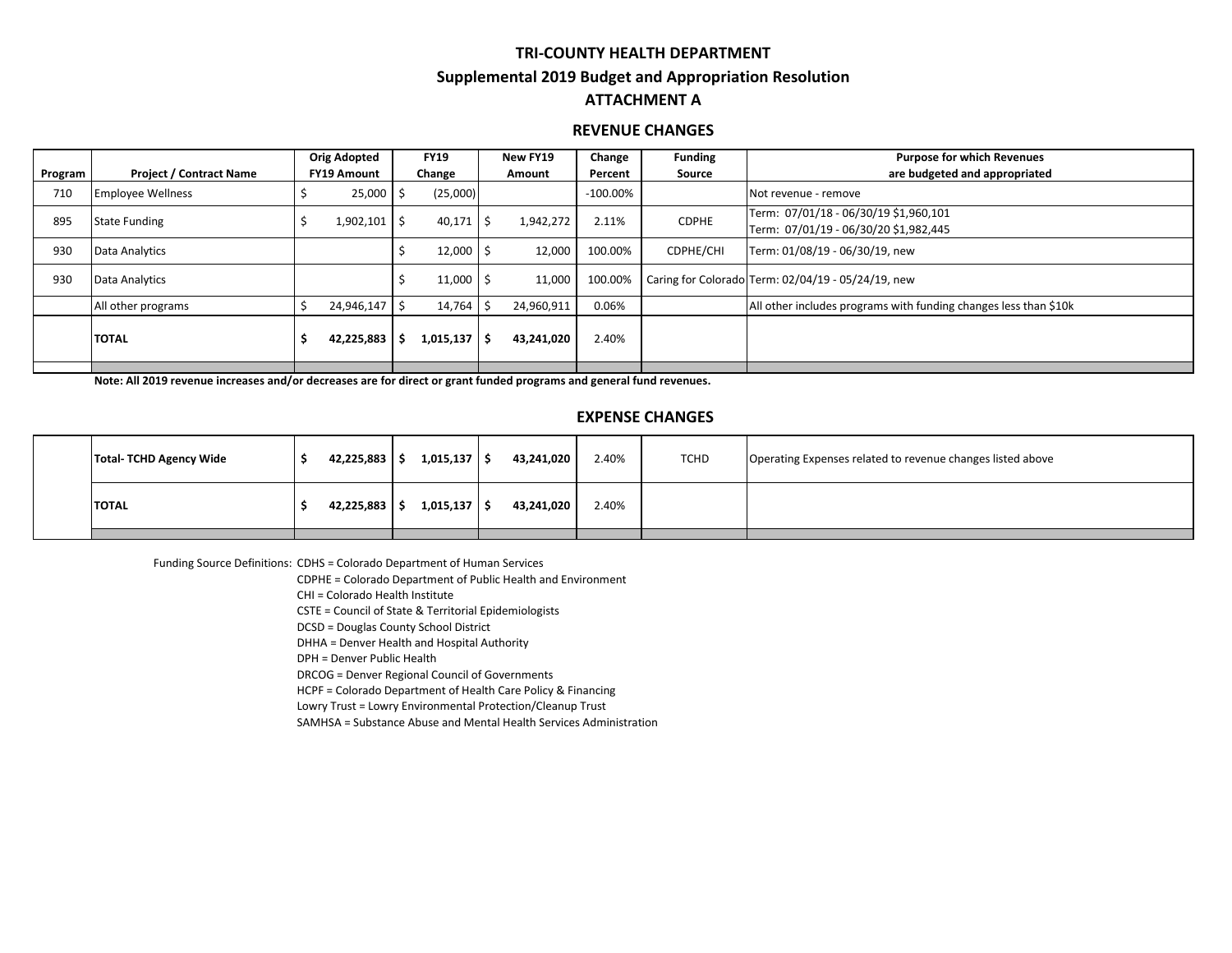# TRI-COUNTY HEALTH DEPARTMENT

## Supplemental 2019 Budget and Appropriation Resolution

## ATTACHMENT A

### REVENUE CHANGES

| Program | Project / Contract Name | Orig Adopted FY19 Amount | FY19 Change | New FY19 Amount | Change Percent | Funding Source | Purpose for which Revenues are budgeted and appropriated |
|---|---|---|---|---|---|---|---|
| 710 | Employee Wellness | $ 25,000 | $ (25,000) | | -100.00% | | Not revenue - remove |
| 895 | State Funding | $ 1,902,101 | $ 40,171 | $ 1,942,272 | 2.11% | CDPHE | Term: 07/01/18 - 06/30/19 $1,960,101<br>Term: 07/01/19 - 06/30/20 $1,982,445 |
| 930 | Data Analytics | | $ 12,000 | $ 12,000 | 100.00% | CDPHE/CHI | Term: 01/08/19 - 06/30/19, new |
| 930 | Data Analytics | | $ 11,000 | $ 11,000 | 100.00% | Caring for Colorado | Term: 02/04/19 - 05/24/19, new |
| | All other programs | $ 24,946,147 | $ 14,764 | $ 24,960,911 | 0.06% | | All other includes programs with funding changes less than $10k |
| | **TOTAL** | **$ 42,225,883** | **$ 1,015,137** | **$ 43,241,020** | 2.40% | | |

**Note: All 2019 revenue increases and/or decreases are for direct or grant funded programs and general fund revenues.**

### EXPENSE CHANGES

| | | | | | | | |
|---|---|---|---|---|---|---|---|
| | **Total- TCHD Agency Wide** | **$ 42,225,883** | **$ 1,015,137** | **$ 43,241,020** | 2.40% | TCHD | Operating Expenses related to revenue changes listed above |
| | **TOTAL** | **$ 42,225,883** | **$ 1,015,137** | **$ 43,241,020** | 2.40% | | |

Funding Source Definitions: CDHS = Colorado Department of Human Services
CDPHE = Colorado Department of Public Health and Environment
CHI = Colorado Health Institute
CSTE = Council of State & Territorial Epidemiologists
DCSD = Douglas County School District
DHHA = Denver Health and Hospital Authority
DPH = Denver Public Health
DRCOG = Denver Regional Council of Governments
HCPF = Colorado Department of Health Care Policy & Financing
Lowry Trust = Lowry Environmental Protection/Cleanup Trust
SAMHSA = Substance Abuse and Mental Health Services Administration